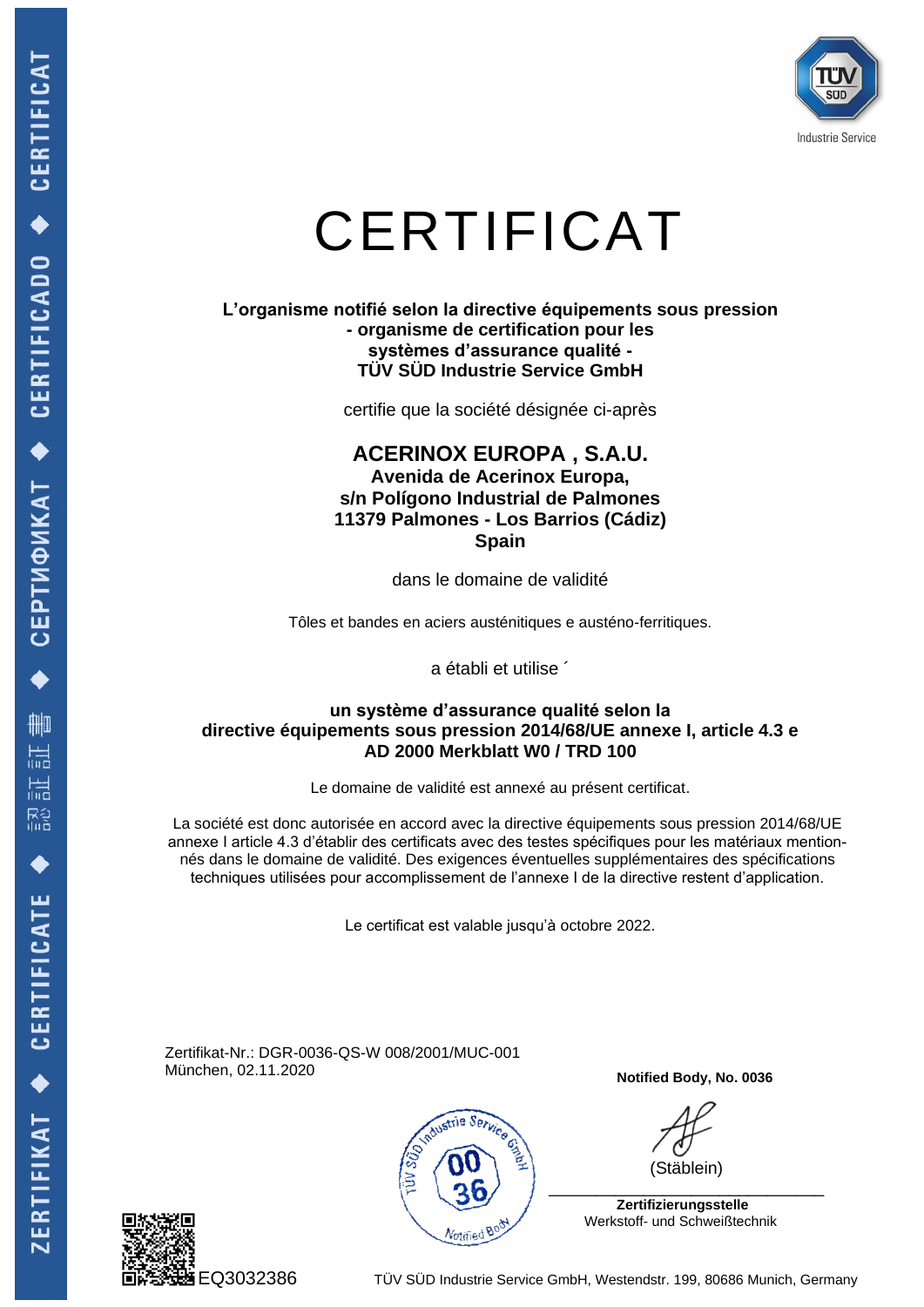# CERTIFICAT

**L'organisme notifié selon la directive équipements sous pression**
**- organisme de certification pour les**
**systèmes d'assurance qualité -**
**TÜV SÜD Industrie Service GmbH**

certifie que la société désignée ci-après

## ACERINOX EUROPA , S.A.U.

**Avenida de Acerinox Europa,**
**s/n Polígono Industrial de Palmones**
**11379 Palmones - Los Barrios (Cádiz)**
**Spain**

dans le domaine de validité

Tôles et bandes en aciers austénitiques e austéno-ferritiques.

a établi et utilise ´

**un système d'assurance qualité selon la**
**directive équipements sous pression 2014/68/UE annexe I, article 4.3 e**
**AD 2000 Merkblatt W0 / TRD 100**

Le domaine de validité est annexé au présent certificat.

La société est donc autorisée en accord avec la directive équipements sous pression 2014/68/UE annexe I article 4.3 d'établir des certificats avec des testes spécifiques pour les matériaux mentionnés dans le domaine de validité. Des exigences éventuelles supplémentaires des spécifications techniques utilisées pour accomplissement de l'annexe I de la directive restent d'application.

Le certificat est valable jusqu'à octobre 2022.

Zertifikat-Nr.: DGR-0036-QS-W 008/2001/MUC-001
München, 02.11.2020

**Notified Body, No. 0036**

(Stäblein)

**Zertifizierungsstelle**
Werkstoff- und Schweißtechnik

EQ3032386

TÜV SÜD Industrie Service GmbH, Westendstr. 199, 80686 Munich, Germany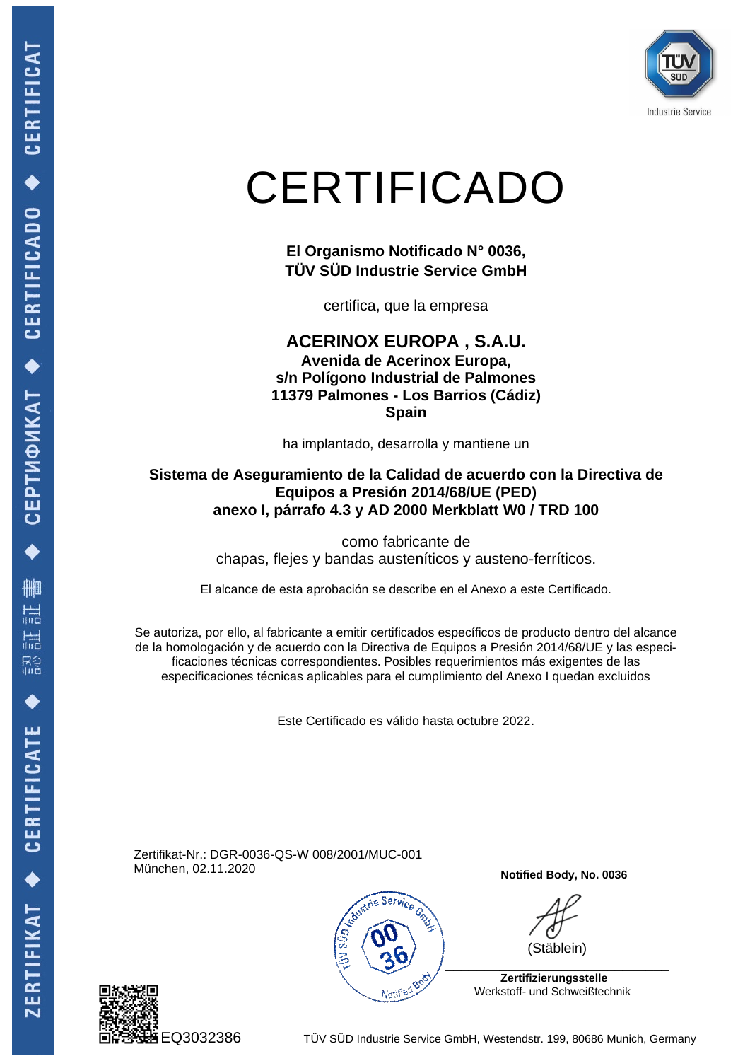# CERTIFICADO

**El Organismo Notificado N° 0036,**
**TÜV SÜD Industrie Service GmbH**

certifica, que la empresa

**ACERINOX EUROPA , S.A.U.**
**Avenida de Acerinox Europa,**
**s/n Polígono Industrial de Palmones**
**11379 Palmones - Los Barrios (Cádiz)**
**Spain**

ha implantado, desarrolla y mantiene un

**Sistema de Aseguramiento de la Calidad de acuerdo con la Directiva de Equipos a Presión 2014/68/UE (PED)**
**anexo I, párrafo 4.3 y AD 2000 Merkblatt W0 / TRD 100**

como fabricante de
chapas, flejes y bandas austeníticos y austeno-ferríticos.

El alcance de esta aprobación se describe en el Anexo a este Certificado.

Se autoriza, por ello, al fabricante a emitir certificados específicos de producto dentro del alcance de la homologación y de acuerdo con la Directiva de Equipos a Presión 2014/68/UE y las especificaciones técnicas correspondientes. Posibles requerimientos más exigentes de las especificaciones técnicas aplicables para el cumplimiento del Anexo I quedan excluidos

Este Certificado es válido hasta octubre 2022.

Zertifikat-Nr.: DGR-0036-QS-W 008/2001/MUC-001
München, 02.11.2020

**Notified Body, No. 0036**

(Stäblein)

**Zertifizierungsstelle**
Werkstoff- und Schweißtechnik

EQ3032386

TÜV SÜD Industrie Service GmbH, Westendstr. 199, 80686 Munich, Germany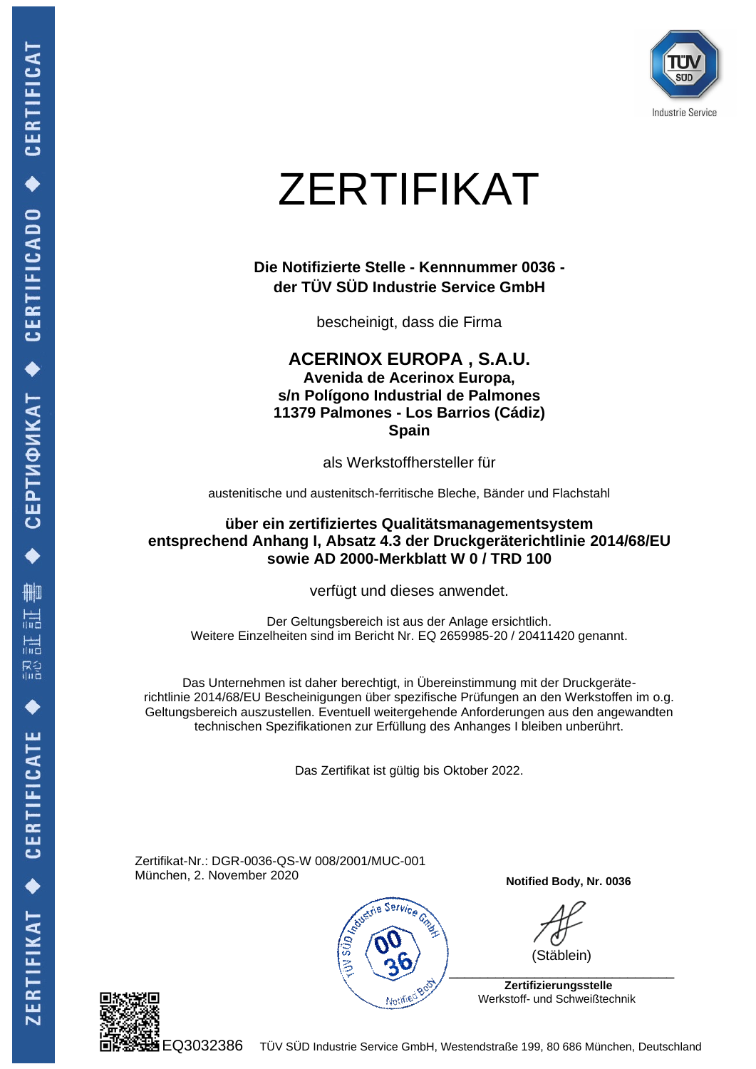# ZERTIFIKAT

**Die Notifizierte Stelle - Kennnummer 0036 -**
**der TÜV SÜD Industrie Service GmbH**

bescheinigt, dass die Firma

**ACERINOX EUROPA , S.A.U.**
**Avenida de Acerinox Europa,**
**s/n Polígono Industrial de Palmones**
**11379 Palmones - Los Barrios (Cádiz)**
**Spain**

als Werkstoffhersteller für

austenitische und austenitsch-ferritische Bleche, Bänder und Flachstahl

**über ein zertifiziertes Qualitätsmanagementsystem**
**entsprechend Anhang I, Absatz 4.3 der Druckgeräterichtlinie 2014/68/EU**
**sowie AD 2000-Merkblatt W 0 / TRD 100**

verfügt und dieses anwendet.

Der Geltungsbereich ist aus der Anlage ersichtlich.
Weitere Einzelheiten sind im Bericht Nr. EQ 2659985-20 / 20411420 genannt.

Das Unternehmen ist daher berechtigt, in Übereinstimmung mit der Druckgeräte-richtlinie 2014/68/EU Bescheinigungen über spezifische Prüfungen an den Werkstoffen im o.g. Geltungsbereich auszustellen. Eventuell weitergehende Anforderungen aus den angewandten technischen Spezifikationen zur Erfüllung des Anhanges I bleiben unberührt.

Das Zertifikat ist gültig bis Oktober 2022.

Zertifikat-Nr.: DGR-0036-QS-W 008/2001/MUC-001
München, 2. November 2020

**Notified Body, Nr. 0036**

(Stäblein)

**Zertifizierungsstelle**
Werkstoff- und Schweißtechnik

EQ3032386

TÜV SÜD Industrie Service GmbH, Westendstraße 199, 80 686 München, Deutschland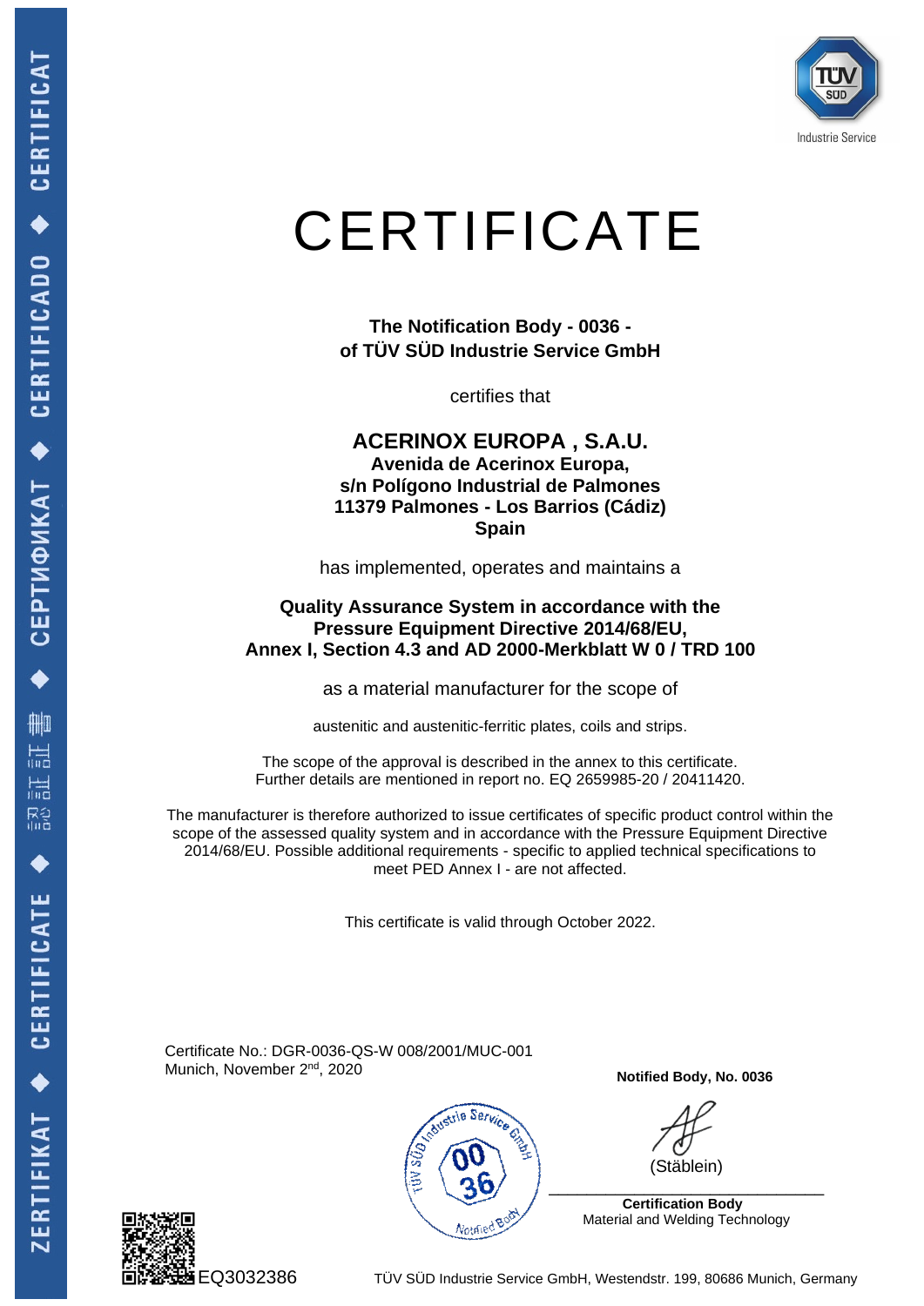# CERTIFICATE

**The Notification Body - 0036 -**
**of TÜV SÜD Industrie Service GmbH**

certifies that

**ACERINOX EUROPA , S.A.U.**
**Avenida de Acerinox Europa,**
**s/n Polígono Industrial de Palmones**
**11379 Palmones - Los Barrios (Cádiz)**
**Spain**

has implemented, operates and maintains a

**Quality Assurance System in accordance with the**
**Pressure Equipment Directive 2014/68/EU,**
**Annex I, Section 4.3 and AD 2000-Merkblatt W 0 / TRD 100**

as a material manufacturer for the scope of

austenitic and austenitic-ferritic plates, coils and strips.

The scope of the approval is described in the annex to this certificate.
Further details are mentioned in report no. EQ 2659985-20 / 20411420.

The manufacturer is therefore authorized to issue certificates of specific product control within the scope of the assessed quality system and in accordance with the Pressure Equipment Directive 2014/68/EU. Possible additional requirements - specific to applied technical specifications to meet PED Annex I - are not affected.

This certificate is valid through October 2022.

Certificate No.: DGR-0036-QS-W 008/2001/MUC-001
Munich, November 2nd, 2020

**Notified Body, No. 0036**

(Stäblein)

**Certification Body**
Material and Welding Technology

EQ3032386

TÜV SÜD Industrie Service GmbH, Westendstr. 199, 80686 Munich, Germany